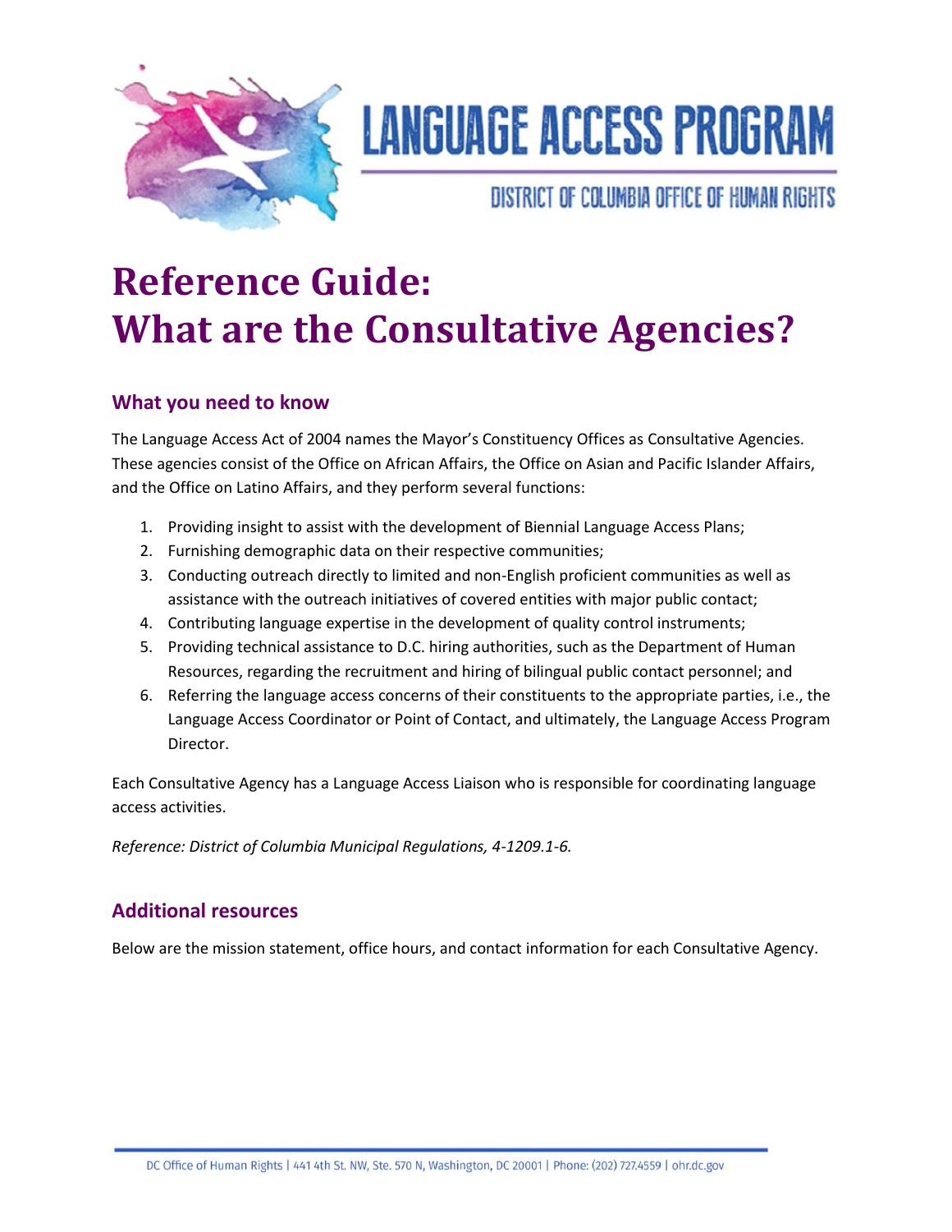# LANGUAGE ACCESS PROGRAM

DISTRICT OF COLUMBIA OFFICE OF HUMAN RIGHTS

# Reference Guide: What are the Consultative Agencies?

## What you need to know

The Language Access Act of 2004 names the Mayor's Constituency Offices as Consultative Agencies. These agencies consist of the Office on African Affairs, the Office on Asian and Pacific Islander Affairs, and the Office on Latino Affairs, and they perform several functions:

1. Providing insight to assist with the development of Biennial Language Access Plans;
2. Furnishing demographic data on their respective communities;
3. Conducting outreach directly to limited and non-English proficient communities as well as assistance with the outreach initiatives of covered entities with major public contact;
4. Contributing language expertise in the development of quality control instruments;
5. Providing technical assistance to D.C. hiring authorities, such as the Department of Human Resources, regarding the recruitment and hiring of bilingual public contact personnel; and
6. Referring the language access concerns of their constituents to the appropriate parties, i.e., the Language Access Coordinator or Point of Contact, and ultimately, the Language Access Program Director.

Each Consultative Agency has a Language Access Liaison who is responsible for coordinating language access activities.

*Reference: District of Columbia Municipal Regulations, 4-1209.1-6.*

## Additional resources

Below are the mission statement, office hours, and contact information for each Consultative Agency.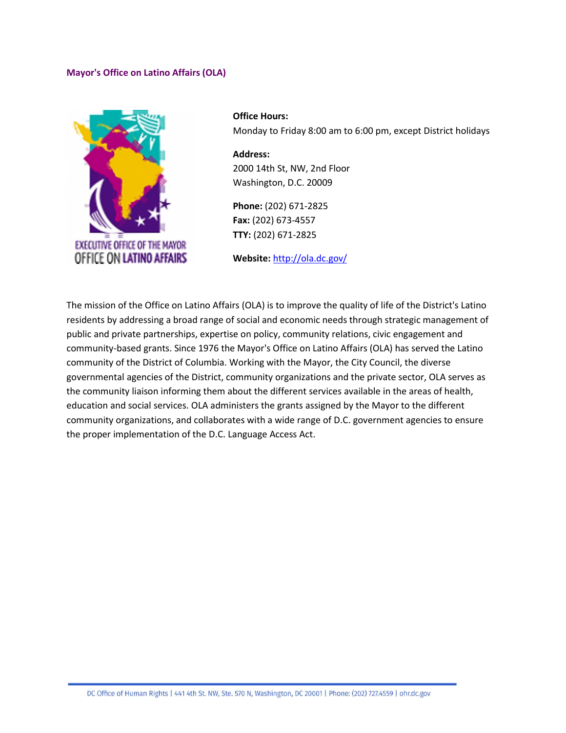## Mayor's Office on Latino Affairs (OLA)

**Office Hours:**
Monday to Friday 8:00 am to 6:00 pm, except District holidays

**Address:**
2000 14th St, NW, 2nd Floor
Washington, D.C. 20009

**Phone:** (202) 671-2825
**Fax:** (202) 673-4557
**TTY:** (202) 671-2825

**Website:** http://ola.dc.gov/

The mission of the Office on Latino Affairs (OLA) is to improve the quality of life of the District's Latino residents by addressing a broad range of social and economic needs through strategic management of public and private partnerships, expertise on policy, community relations, civic engagement and community-based grants. Since 1976 the Mayor's Office on Latino Affairs (OLA) has served the Latino community of the District of Columbia. Working with the Mayor, the City Council, the diverse governmental agencies of the District, community organizations and the private sector, OLA serves as the community liaison informing them about the different services available in the areas of health, education and social services. OLA administers the grants assigned by the Mayor to the different community organizations, and collaborates with a wide range of D.C. government agencies to ensure the proper implementation of the D.C. Language Access Act.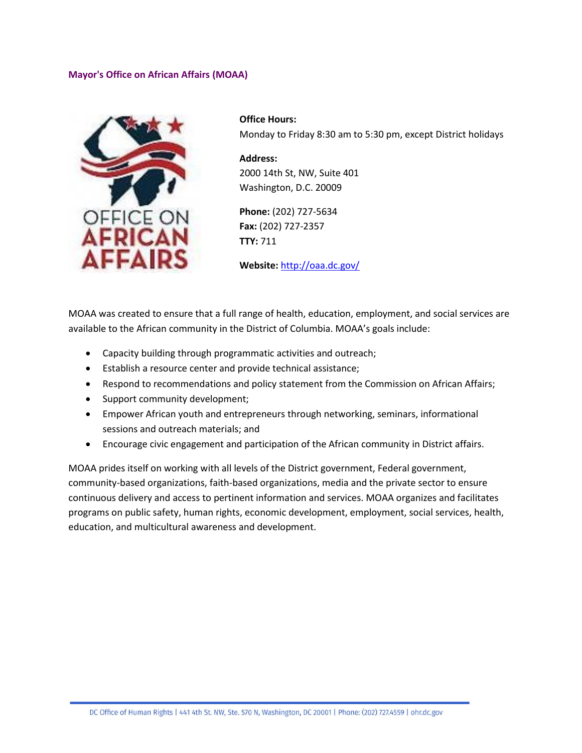## Mayor's Office on African Affairs (MOAA)

**Office Hours:**
Monday to Friday 8:30 am to 5:30 pm, except District holidays

**Address:**
2000 14th St, NW, Suite 401
Washington, D.C. 20009

**Phone:** (202) 727-5634
**Fax:** (202) 727-2357
**TTY:** 711

**Website:** [http://oaa.dc.gov/](http://oaa.dc.gov/)

MOAA was created to ensure that a full range of health, education, employment, and social services are available to the African community in the District of Columbia. MOAA's goals include:

- Capacity building through programmatic activities and outreach;
- Establish a resource center and provide technical assistance;
- Respond to recommendations and policy statement from the Commission on African Affairs;
- Support community development;
- Empower African youth and entrepreneurs through networking, seminars, informational sessions and outreach materials; and
- Encourage civic engagement and participation of the African community in District affairs.

MOAA prides itself on working with all levels of the District government, Federal government, community-based organizations, faith-based organizations, media and the private sector to ensure continuous delivery and access to pertinent information and services. MOAA organizes and facilitates programs on public safety, human rights, economic development, employment, social services, health, education, and multicultural awareness and development.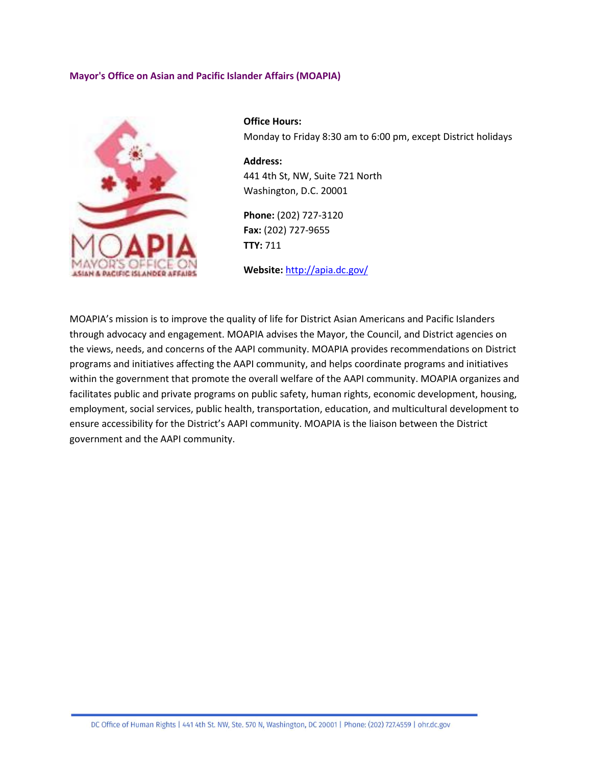### Mayor's Office on Asian and Pacific Islander Affairs (MOAPIA)

**Office Hours:**
Monday to Friday 8:30 am to 6:00 pm, except District holidays

**Address:**
441 4th St, NW, Suite 721 North
Washington, D.C. 20001

**Phone:** (202) 727-3120
**Fax:** (202) 727-9655
**TTY:** 711

**Website:** [http://apia.dc.gov/](http://apia.dc.gov/)

MOAPIA's mission is to improve the quality of life for District Asian Americans and Pacific Islanders through advocacy and engagement. MOAPIA advises the Mayor, the Council, and District agencies on the views, needs, and concerns of the AAPI community. MOAPIA provides recommendations on District programs and initiatives affecting the AAPI community, and helps coordinate programs and initiatives within the government that promote the overall welfare of the AAPI community. MOAPIA organizes and facilitates public and private programs on public safety, human rights, economic development, housing, employment, social services, public health, transportation, education, and multicultural development to ensure accessibility for the District's AAPI community. MOAPIA is the liaison between the District government and the AAPI community.